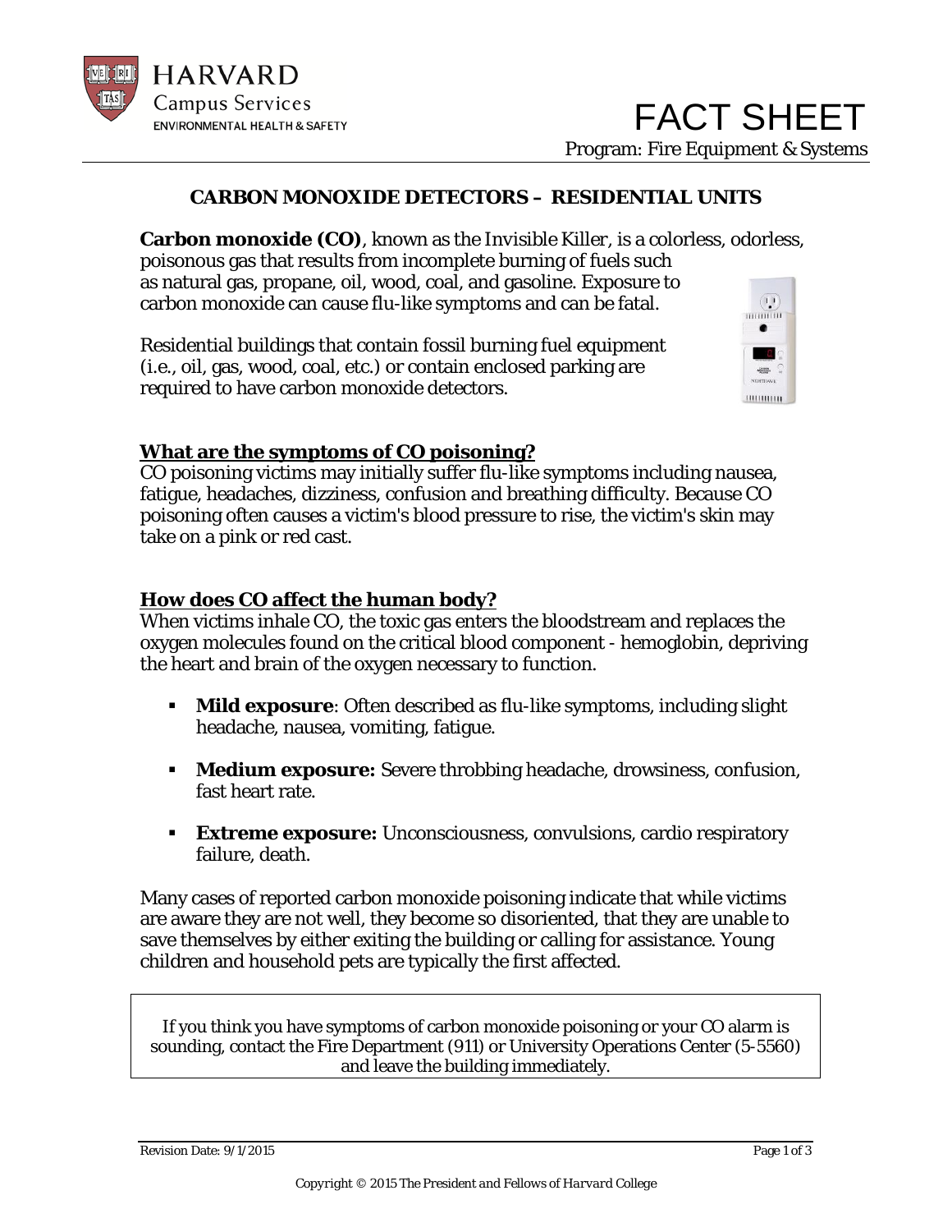HARVARD
Campus Services
ENVIRONMENTAL HEALTH & SAFETY

# FACT SHEET

Program: Fire Equipment & Systems

## CARBON MONOXIDE DETECTORS – RESIDENTIAL UNITS

**Carbon monoxide (CO)**, known as the Invisible Killer, is a colorless, odorless, poisonous gas that results from incomplete burning of fuels such as natural gas, propane, oil, wood, coal, and gasoline. Exposure to carbon monoxide can cause flu-like symptoms and can be fatal.

Residential buildings that contain fossil burning fuel equipment (i.e., oil, gas, wood, coal, etc.) or contain enclosed parking are required to have carbon monoxide detectors.

### What are the symptoms of CO poisoning?

CO poisoning victims may initially suffer flu-like symptoms including nausea, fatigue, headaches, dizziness, confusion and breathing difficulty. Because CO poisoning often causes a victim's blood pressure to rise, the victim's skin may take on a pink or red cast.

### How does CO affect the human body?

When victims inhale CO, the toxic gas enters the bloodstream and replaces the oxygen molecules found on the critical blood component - hemoglobin, depriving the heart and brain of the oxygen necessary to function.

- **Mild exposure**: Often described as flu-like symptoms, including slight headache, nausea, vomiting, fatigue.
- **Medium exposure:** Severe throbbing headache, drowsiness, confusion, fast heart rate.
- **Extreme exposure:** Unconsciousness, convulsions, cardio respiratory failure, death.

Many cases of reported carbon monoxide poisoning indicate that while victims are aware they are not well, they become so disoriented, that they are unable to save themselves by either exiting the building or calling for assistance. Young children and household pets are typically the first affected.

> If you think you have symptoms of carbon monoxide poisoning or your CO alarm is sounding, contact the Fire Department (911) or University Operations Center (5-5560) and leave the building immediately.

Revision Date: 9/1/2015

Copyright © 2015 The President and Fellows of Harvard College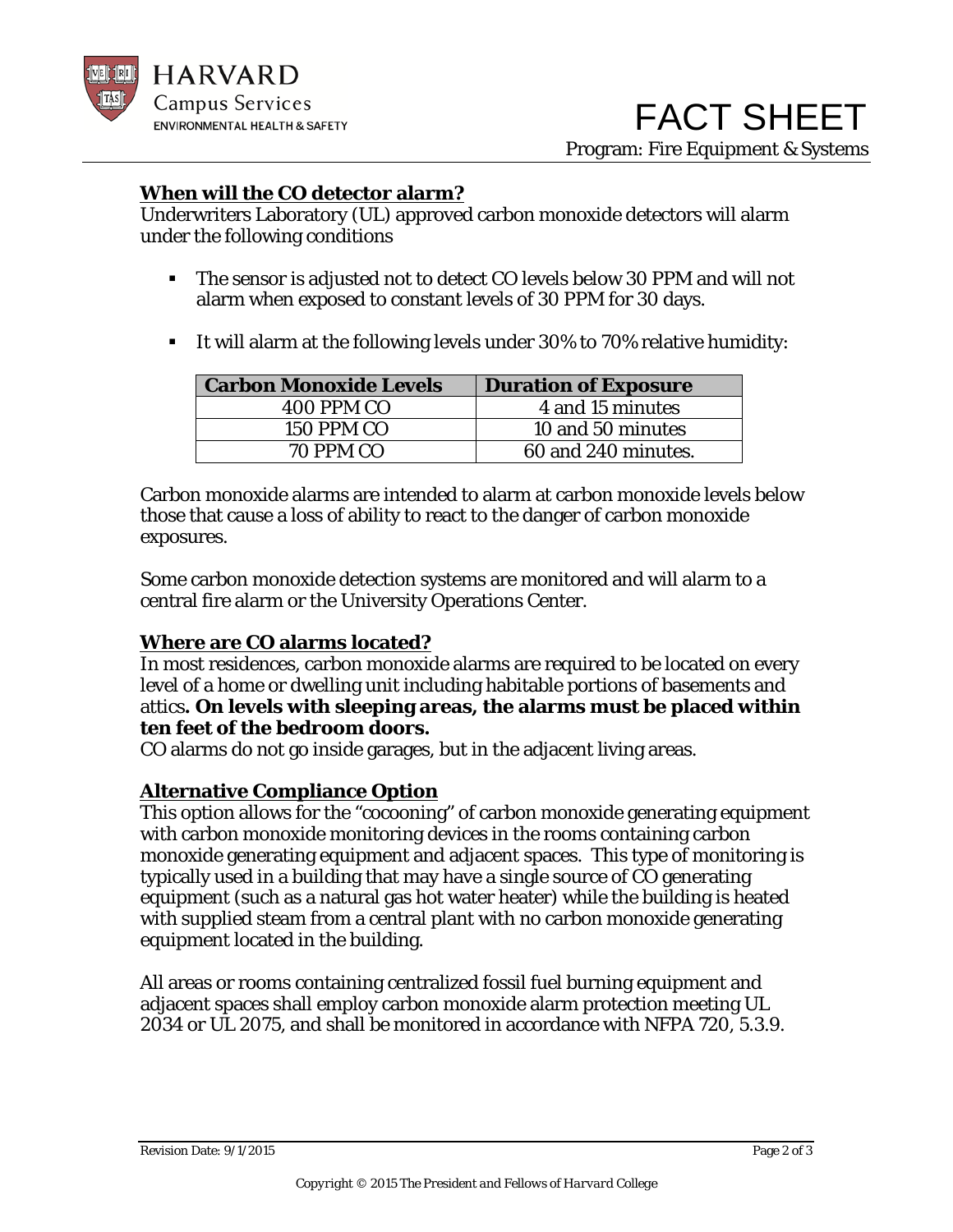## When will the CO detector alarm?

Underwriters Laboratory (UL) approved carbon monoxide detectors will alarm under the following conditions

- The sensor is adjusted not to detect CO levels below 30 PPM and will not alarm when exposed to constant levels of 30 PPM for 30 days.
- It will alarm at the following levels under 30% to 70% relative humidity:

| Carbon Monoxide Levels | Duration of Exposure |
|---|---|
| 400 PPM CO | 4 and 15 minutes |
| 150 PPM CO | 10 and 50 minutes |
| 70 PPM CO | 60 and 240 minutes. |

Carbon monoxide alarms are intended to alarm at carbon monoxide levels below those that cause a loss of ability to react to the danger of carbon monoxide exposures.

Some carbon monoxide detection systems are monitored and will alarm to a central fire alarm or the University Operations Center.

## Where are CO alarms located?

In most residences, carbon monoxide alarms are required to be located on every level of a home or dwelling unit including habitable portions of basements and attics**. On levels with sleeping areas, the alarms must be placed within ten feet of the bedroom doors.**

CO alarms do not go inside garages, but in the adjacent living areas.

## Alternative Compliance Option

This option allows for the "cocooning" of carbon monoxide generating equipment with carbon monoxide monitoring devices in the rooms containing carbon monoxide generating equipment and adjacent spaces. This type of monitoring is typically used in a building that may have a single source of CO generating equipment (such as a natural gas hot water heater) while the building is heated with supplied steam from a central plant with no carbon monoxide generating equipment located in the building.

All areas or rooms containing centralized fossil fuel burning equipment and adjacent spaces shall employ carbon monoxide alarm protection meeting UL 2034 or UL 2075, and shall be monitored in accordance with NFPA 720, 5.3.9.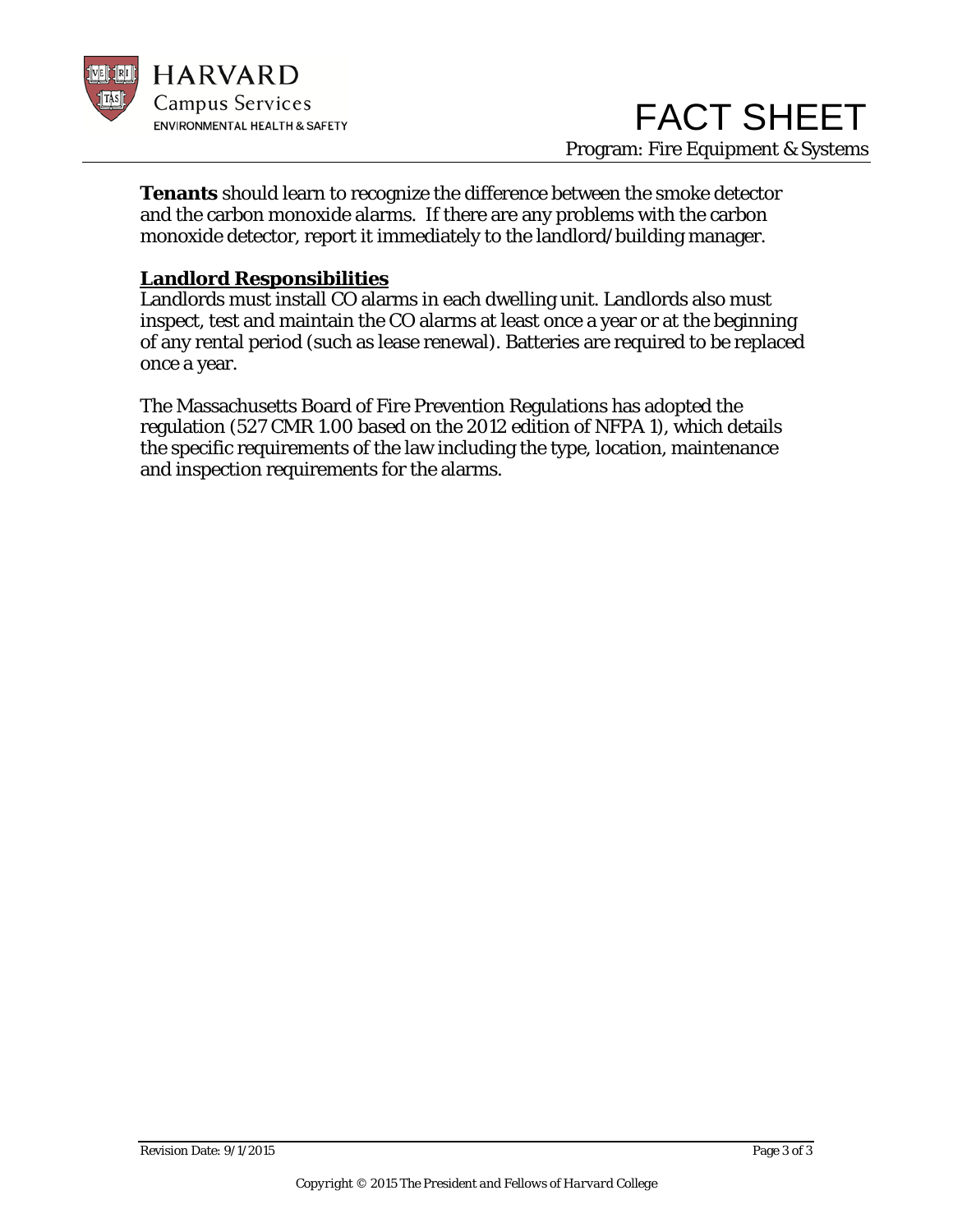**Tenants** should learn to recognize the difference between the smoke detector and the carbon monoxide alarms. If there are any problems with the carbon monoxide detector, report it immediately to the landlord/building manager.

## Landlord Responsibilities

Landlords must install CO alarms in each dwelling unit. Landlords also must inspect, test and maintain the CO alarms at least once a year or at the beginning of any rental period (such as lease renewal). Batteries are required to be replaced once a year.

The Massachusetts Board of Fire Prevention Regulations has adopted the regulation (527 CMR 1.00 based on the 2012 edition of NFPA 1), which details the specific requirements of the law including the type, location, maintenance and inspection requirements for the alarms.